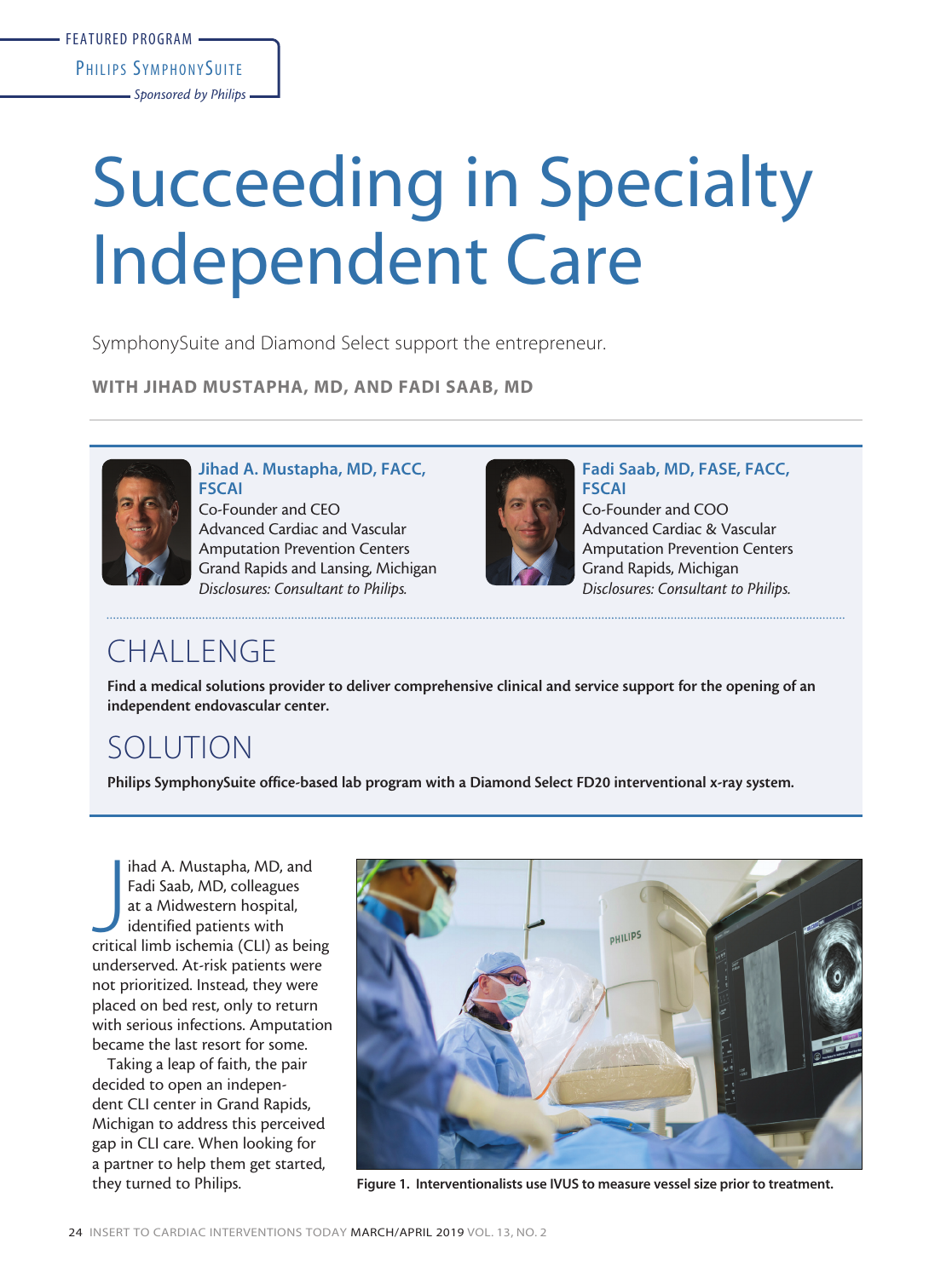FEATURED PROGRAM

PHILIPS SYMPHONYSUITE

*Sponsored by Philips*

# Succeeding in Specialty Independent Care

SymphonySuite and Diamond Select support the entrepreneur.

**WITH JIHAD MUSTAPHA, MD, AND FADI SAAB, MD**

**Jihad A. Mustapha, MD, FACC, FSCAI**
Co-Founder and CEO
Advanced Cardiac and Vascular Amputation Prevention Centers
Grand Rapids and Lansing, Michigan
*Disclosures: Consultant to Philips.*

**Fadi Saab, MD, FASE, FACC, FSCAI**
Co-Founder and COO
Advanced Cardiac & Vascular Amputation Prevention Centers
Grand Rapids, Michigan
*Disclosures: Consultant to Philips.*

## CHALLENGE

**Find a medical solutions provider to deliver comprehensive clinical and service support for the opening of an independent endovascular center.**

## SOLUTION

**Philips SymphonySuite office-based lab program with a Diamond Select FD20 interventional x-ray system.**

Jihad A. Mustapha, MD, and Fadi Saab, MD, colleagues at a Midwestern hospital, identified patients with critical limb ischemia (CLI) as being underserved. At-risk patients were not prioritized. Instead, they were placed on bed rest, only to return with serious infections. Amputation became the last resort for some.

Taking a leap of faith, the pair decided to open an independent CLI center in Grand Rapids, Michigan to address this perceived gap in CLI care. When looking for a partner to help them get started, they turned to Philips.

**Figure 1. Interventionalists use IVUS to measure vessel size prior to treatment.**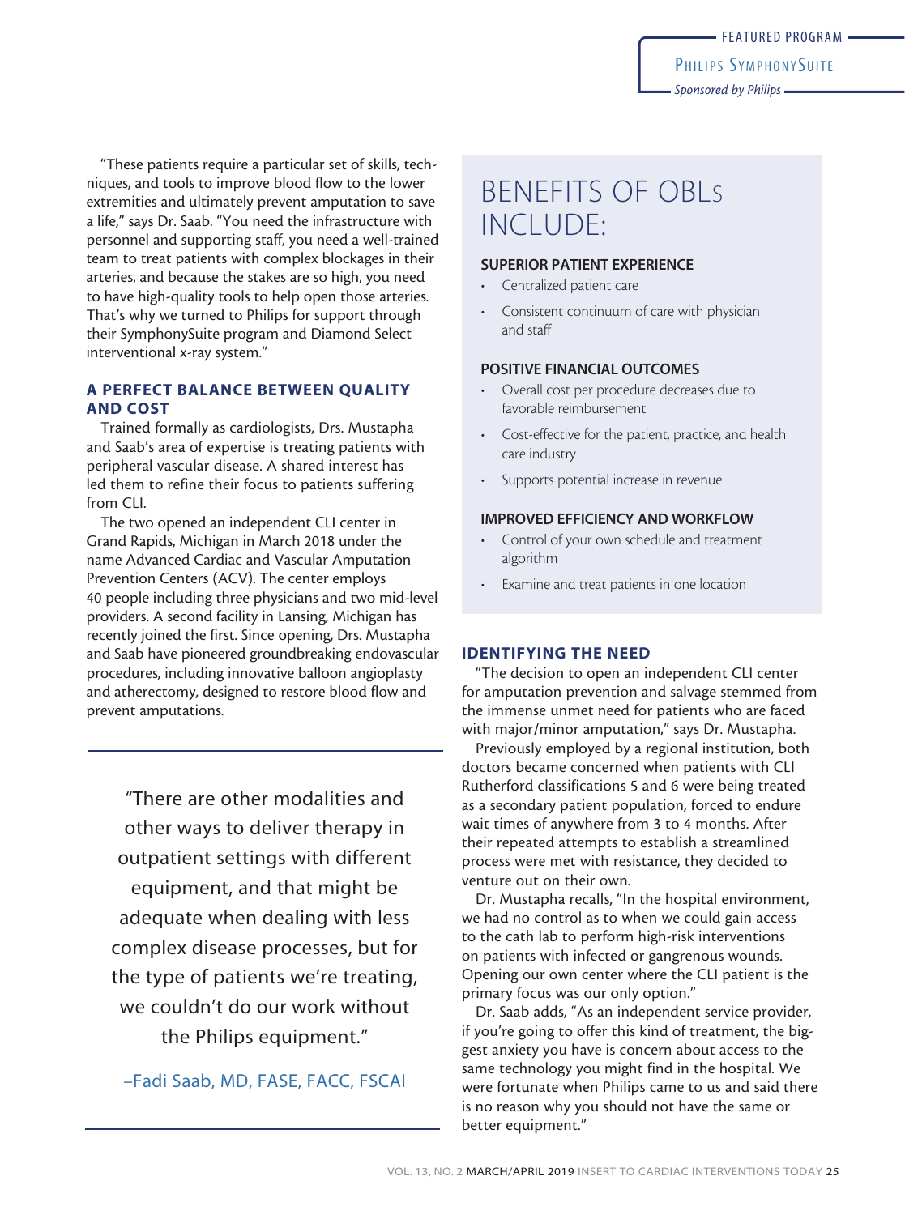"These patients require a particular set of skills, techniques, and tools to improve blood flow to the lower extremities and ultimately prevent amputation to save a life," says Dr. Saab. "You need the infrastructure with personnel and supporting staff, you need a well-trained team to treat patients with complex blockages in their arteries, and because the stakes are so high, you need to have high-quality tools to help open those arteries. That's why we turned to Philips for support through their SymphonySuite program and Diamond Select interventional x-ray system."

## A PERFECT BALANCE BETWEEN QUALITY AND COST

Trained formally as cardiologists, Drs. Mustapha and Saab's area of expertise is treating patients with peripheral vascular disease. A shared interest has led them to refine their focus to patients suffering from CLI.

The two opened an independent CLI center in Grand Rapids, Michigan in March 2018 under the name Advanced Cardiac and Vascular Amputation Prevention Centers (ACV). The center employs 40 people including three physicians and two mid-level providers. A second facility in Lansing, Michigan has recently joined the first. Since opening, Drs. Mustapha and Saab have pioneered groundbreaking endovascular procedures, including innovative balloon angioplasty and atherectomy, designed to restore blood flow and prevent amputations.

> "There are other modalities and other ways to deliver therapy in outpatient settings with different equipment, and that might be adequate when dealing with less complex disease processes, but for the type of patients we're treating, we couldn't do our work without the Philips equipment."
>
> –Fadi Saab, MD, FASE, FACC, FSCAI

## BENEFITS OF OBLs INCLUDE:

### SUPERIOR PATIENT EXPERIENCE

- Centralized patient care
- Consistent continuum of care with physician and staff

### POSITIVE FINANCIAL OUTCOMES

- Overall cost per procedure decreases due to favorable reimbursement
- Cost-effective for the patient, practice, and health care industry
- Supports potential increase in revenue

### IMPROVED EFFICIENCY AND WORKFLOW

- Control of your own schedule and treatment algorithm
- Examine and treat patients in one location

## IDENTIFYING THE NEED

"The decision to open an independent CLI center for amputation prevention and salvage stemmed from the immense unmet need for patients who are faced with major/minor amputation," says Dr. Mustapha.

Previously employed by a regional institution, both doctors became concerned when patients with CLI Rutherford classifications 5 and 6 were being treated as a secondary patient population, forced to endure wait times of anywhere from 3 to 4 months. After their repeated attempts to establish a streamlined process were met with resistance, they decided to venture out on their own.

Dr. Mustapha recalls, "In the hospital environment, we had no control as to when we could gain access to the cath lab to perform high-risk interventions on patients with infected or gangrenous wounds. Opening our own center where the CLI patient is the primary focus was our only option."

Dr. Saab adds, "As an independent service provider, if you're going to offer this kind of treatment, the biggest anxiety you have is concern about access to the same technology you might find in the hospital. We were fortunate when Philips came to us and said there is no reason why you should not have the same or better equipment."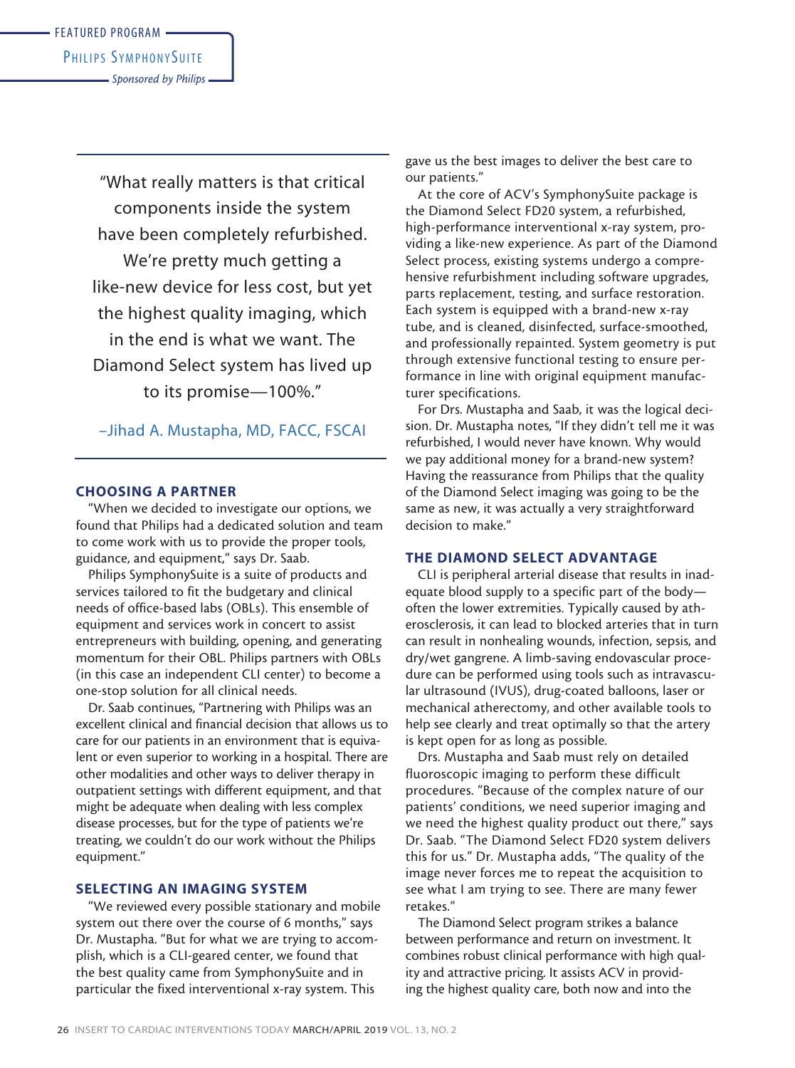> "What really matters is that critical components inside the system have been completely refurbished. We're pretty much getting a like-new device for less cost, but yet the highest quality imaging, which in the end is what we want. The Diamond Select system has lived up to its promise—100%."
>
> –Jihad A. Mustapha, MD, FACC, FSCAI

## CHOOSING A PARTNER

"When we decided to investigate our options, we found that Philips had a dedicated solution and team to come work with us to provide the proper tools, guidance, and equipment," says Dr. Saab.

Philips SymphonySuite is a suite of products and services tailored to fit the budgetary and clinical needs of office-based labs (OBLs). This ensemble of equipment and services work in concert to assist entrepreneurs with building, opening, and generating momentum for their OBL. Philips partners with OBLs (in this case an independent CLI center) to become a one-stop solution for all clinical needs.

Dr. Saab continues, "Partnering with Philips was an excellent clinical and financial decision that allows us to care for our patients in an environment that is equivalent or even superior to working in a hospital. There are other modalities and other ways to deliver therapy in outpatient settings with different equipment, and that might be adequate when dealing with less complex disease processes, but for the type of patients we're treating, we couldn't do our work without the Philips equipment."

## SELECTING AN IMAGING SYSTEM

"We reviewed every possible stationary and mobile system out there over the course of 6 months," says Dr. Mustapha. "But for what we are trying to accomplish, which is a CLI-geared center, we found that the best quality came from SymphonySuite and in particular the fixed interventional x-ray system. This gave us the best images to deliver the best care to our patients."

At the core of ACV's SymphonySuite package is the Diamond Select FD20 system, a refurbished, high-performance interventional x-ray system, providing a like-new experience. As part of the Diamond Select process, existing systems undergo a comprehensive refurbishment including software upgrades, parts replacement, testing, and surface restoration. Each system is equipped with a brand-new x-ray tube, and is cleaned, disinfected, surface-smoothed, and professionally repainted. System geometry is put through extensive functional testing to ensure performance in line with original equipment manufacturer specifications.

For Drs. Mustapha and Saab, it was the logical decision. Dr. Mustapha notes, "If they didn't tell me it was refurbished, I would never have known. Why would we pay additional money for a brand-new system? Having the reassurance from Philips that the quality of the Diamond Select imaging was going to be the same as new, it was actually a very straightforward decision to make."

## THE DIAMOND SELECT ADVANTAGE

CLI is peripheral arterial disease that results in inadequate blood supply to a specific part of the body—often the lower extremities. Typically caused by atherosclerosis, it can lead to blocked arteries that in turn can result in nonhealing wounds, infection, sepsis, and dry/wet gangrene. A limb-saving endovascular procedure can be performed using tools such as intravascular ultrasound (IVUS), drug-coated balloons, laser or mechanical atherectomy, and other available tools to help see clearly and treat optimally so that the artery is kept open for as long as possible.

Drs. Mustapha and Saab must rely on detailed fluoroscopic imaging to perform these difficult procedures. "Because of the complex nature of our patients' conditions, we need superior imaging and we need the highest quality product out there," says Dr. Saab. "The Diamond Select FD20 system delivers this for us." Dr. Mustapha adds, "The quality of the image never forces me to repeat the acquisition to see what I am trying to see. There are many fewer retakes."

The Diamond Select program strikes a balance between performance and return on investment. It combines robust clinical performance with high quality and attractive pricing. It assists ACV in providing the highest quality care, both now and into the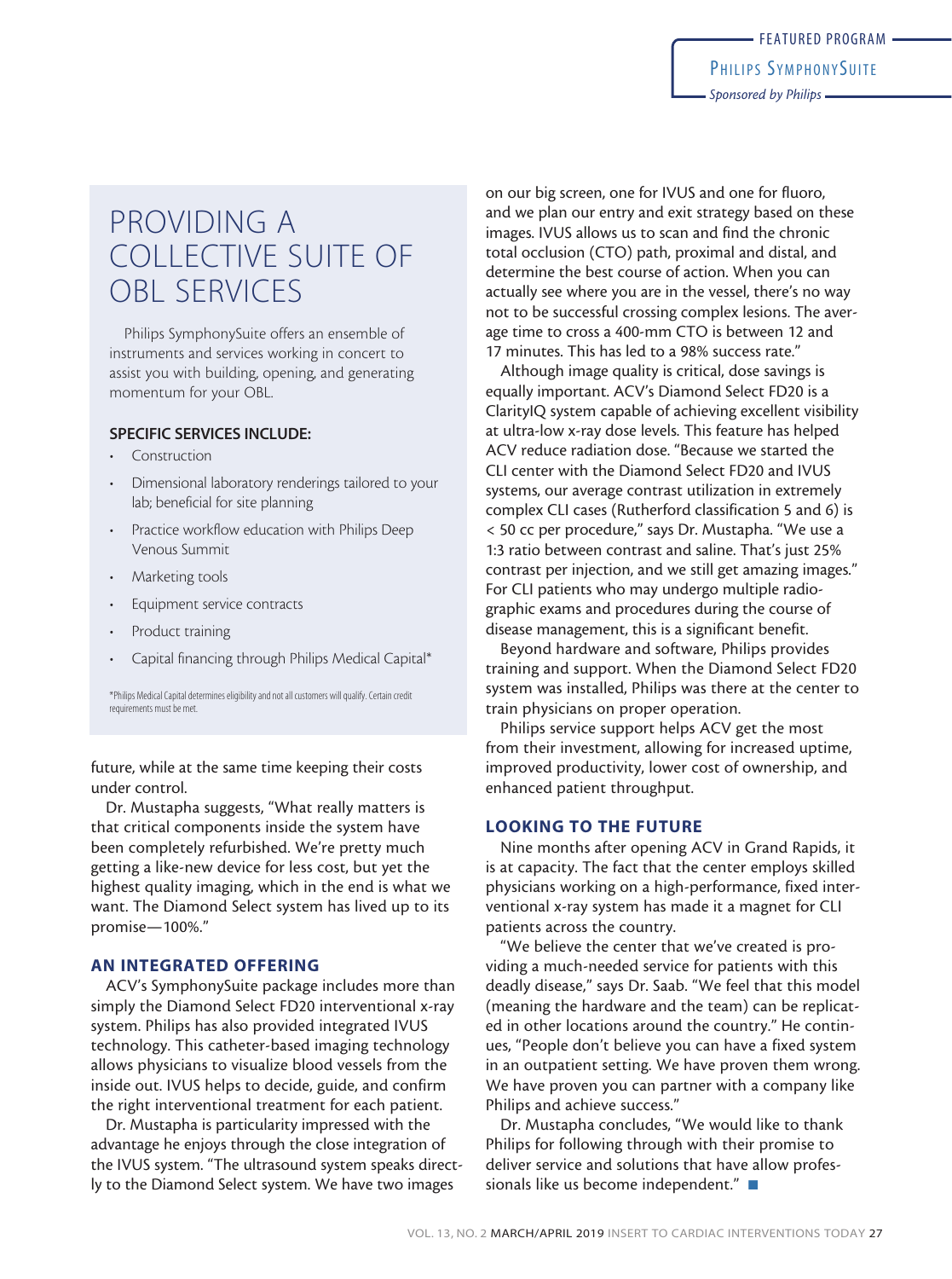# PROVIDING A COLLECTIVE SUITE OF OBL SERVICES

Philips SymphonySuite offers an ensemble of instruments and services working in concert to assist you with building, opening, and generating momentum for your OBL.

**SPECIFIC SERVICES INCLUDE:**

- Construction
- Dimensional laboratory renderings tailored to your lab; beneficial for site planning
- Practice workflow education with Philips Deep Venous Summit
- Marketing tools
- Equipment service contracts
- Product training
- Capital financing through Philips Medical Capital*

*Philips Medical Capital determines eligibility and not all customers will qualify. Certain credit requirements must be met.

future, while at the same time keeping their costs under control.

Dr. Mustapha suggests, "What really matters is that critical components inside the system have been completely refurbished. We're pretty much getting a like-new device for less cost, but yet the highest quality imaging, which in the end is what we want. The Diamond Select system has lived up to its promise—100%."

## AN INTEGRATED OFFERING

ACV's SymphonySuite package includes more than simply the Diamond Select FD20 interventional x-ray system. Philips has also provided integrated IVUS technology. This catheter-based imaging technology allows physicians to visualize blood vessels from the inside out. IVUS helps to decide, guide, and confirm the right interventional treatment for each patient.

Dr. Mustapha is particularity impressed with the advantage he enjoys through the close integration of the IVUS system. "The ultrasound system speaks directly to the Diamond Select system. We have two images on our big screen, one for IVUS and one for fluoro, and we plan our entry and exit strategy based on these images. IVUS allows us to scan and find the chronic total occlusion (CTO) path, proximal and distal, and determine the best course of action. When you can actually see where you are in the vessel, there's no way not to be successful crossing complex lesions. The average time to cross a 400-mm CTO is between 12 and 17 minutes. This has led to a 98% success rate."

Although image quality is critical, dose savings is equally important. ACV's Diamond Select FD20 is a ClarityIQ system capable of achieving excellent visibility at ultra-low x-ray dose levels. This feature has helped ACV reduce radiation dose. "Because we started the CLI center with the Diamond Select FD20 and IVUS systems, our average contrast utilization in extremely complex CLI cases (Rutherford classification 5 and 6) is < 50 cc per procedure," says Dr. Mustapha. "We use a 1:3 ratio between contrast and saline. That's just 25% contrast per injection, and we still get amazing images." For CLI patients who may undergo multiple radiographic exams and procedures during the course of disease management, this is a significant benefit.

Beyond hardware and software, Philips provides training and support. When the Diamond Select FD20 system was installed, Philips was there at the center to train physicians on proper operation.

Philips service support helps ACV get the most from their investment, allowing for increased uptime, improved productivity, lower cost of ownership, and enhanced patient throughput.

## LOOKING TO THE FUTURE

Nine months after opening ACV in Grand Rapids, it is at capacity. The fact that the center employs skilled physicians working on a high-performance, fixed interventional x-ray system has made it a magnet for CLI patients across the country.

"We believe the center that we've created is providing a much-needed service for patients with this deadly disease," says Dr. Saab. "We feel that this model (meaning the hardware and the team) can be replicated in other locations around the country." He continues, "People don't believe you can have a fixed system in an outpatient setting. We have proven them wrong. We have proven you can partner with a company like Philips and achieve success."

Dr. Mustapha concludes, "We would like to thank Philips for following through with their promise to deliver service and solutions that have allow professionals like us become independent." ■